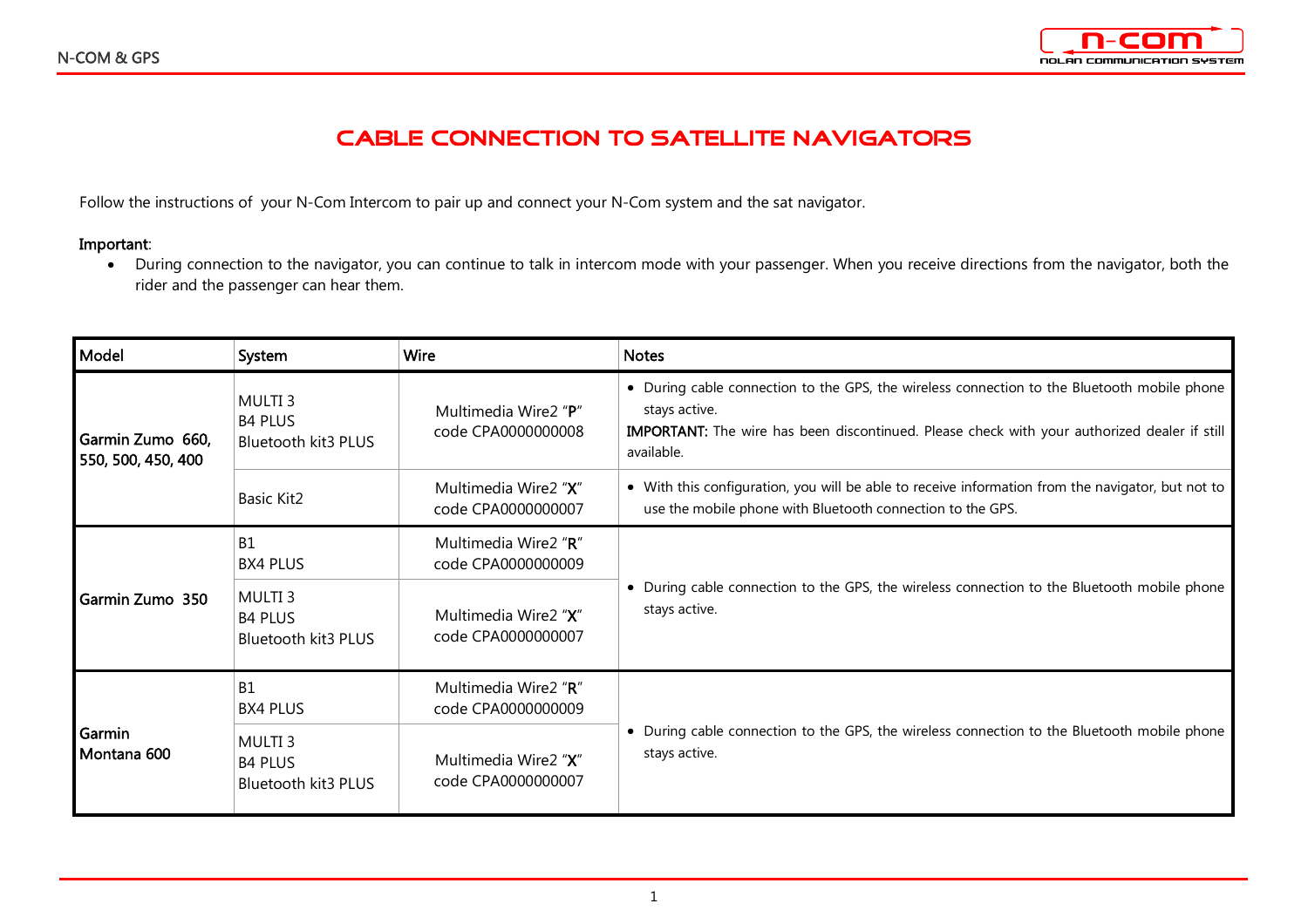# CABLE CONNECTION TO SATELLITE NAVIGATORS

Follow the instructions of your N-Com Intercom to pair up and connect your N-Com system and the sat navigator.

**Important**:

- During connection to the navigator, you can continue to talk in intercom mode with your passenger. When you receive directions from the navigator, both the rider and the passenger can hear them.

| Model | System | Wire | Notes |
|---|---|---|---|
| Garmin Zumo 660, 550, 500, 450, 400 | MULTI 3<br>B4 PLUS<br>Bluetooth kit3 PLUS | Multimedia Wire2 "**P**"<br>code CPA0000000008 | • During cable connection to the GPS, the wireless connection to the Bluetooth mobile phone stays active.<br>**IMPORTANT:** The wire has been discontinued. Please check with your authorized dealer if still available. |
| | Basic Kit2 | Multimedia Wire2 "**X**"<br>code CPA0000000007 | • With this configuration, you will be able to receive information from the navigator, but not to use the mobile phone with Bluetooth connection to the GPS. |
| Garmin Zumo 350 | B1<br>BX4 PLUS | Multimedia Wire2 "**R**"<br>code CPA0000000009 | • During cable connection to the GPS, the wireless connection to the Bluetooth mobile phone stays active. |
| | MULTI 3<br>B4 PLUS<br>Bluetooth kit3 PLUS | Multimedia Wire2 "**X**"<br>code CPA0000000007 | |
| Garmin Montana 600 | B1<br>BX4 PLUS | Multimedia Wire2 "**R**"<br>code CPA0000000009 | • During cable connection to the GPS, the wireless connection to the Bluetooth mobile phone stays active. |
| | MULTI 3<br>B4 PLUS<br>Bluetooth kit3 PLUS | Multimedia Wire2 "**X**"<br>code CPA0000000007 | |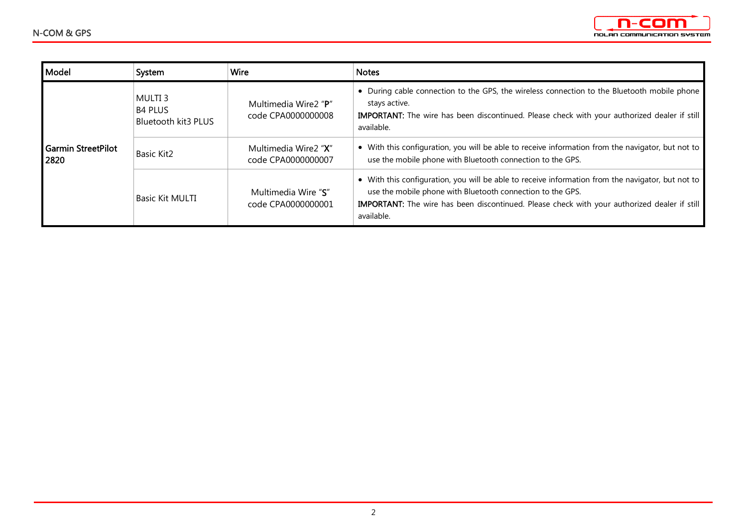| Model | System | Wire | Notes |
|---|---|---|---|
| **Garmin StreetPilot 2820** | MULTI 3<br>B4 PLUS<br>Bluetooth kit3 PLUS | Multimedia Wire2 "**P**"<br>code CPA0000000008 | • During cable connection to the GPS, the wireless connection to the Bluetooth mobile phone stays active.<br>**IMPORTANT:** The wire has been discontinued. Please check with your authorized dealer if still available. |
| | Basic Kit2 | Multimedia Wire2 "**X**"<br>code CPA0000000007 | • With this configuration, you will be able to receive information from the navigator, but not to use the mobile phone with Bluetooth connection to the GPS. |
| | Basic Kit MULTI | Multimedia Wire "**S**"<br>code CPA0000000001 | • With this configuration, you will be able to receive information from the navigator, but not to use the mobile phone with Bluetooth connection to the GPS.<br>**IMPORTANT:** The wire has been discontinued. Please check with your authorized dealer if still available. |